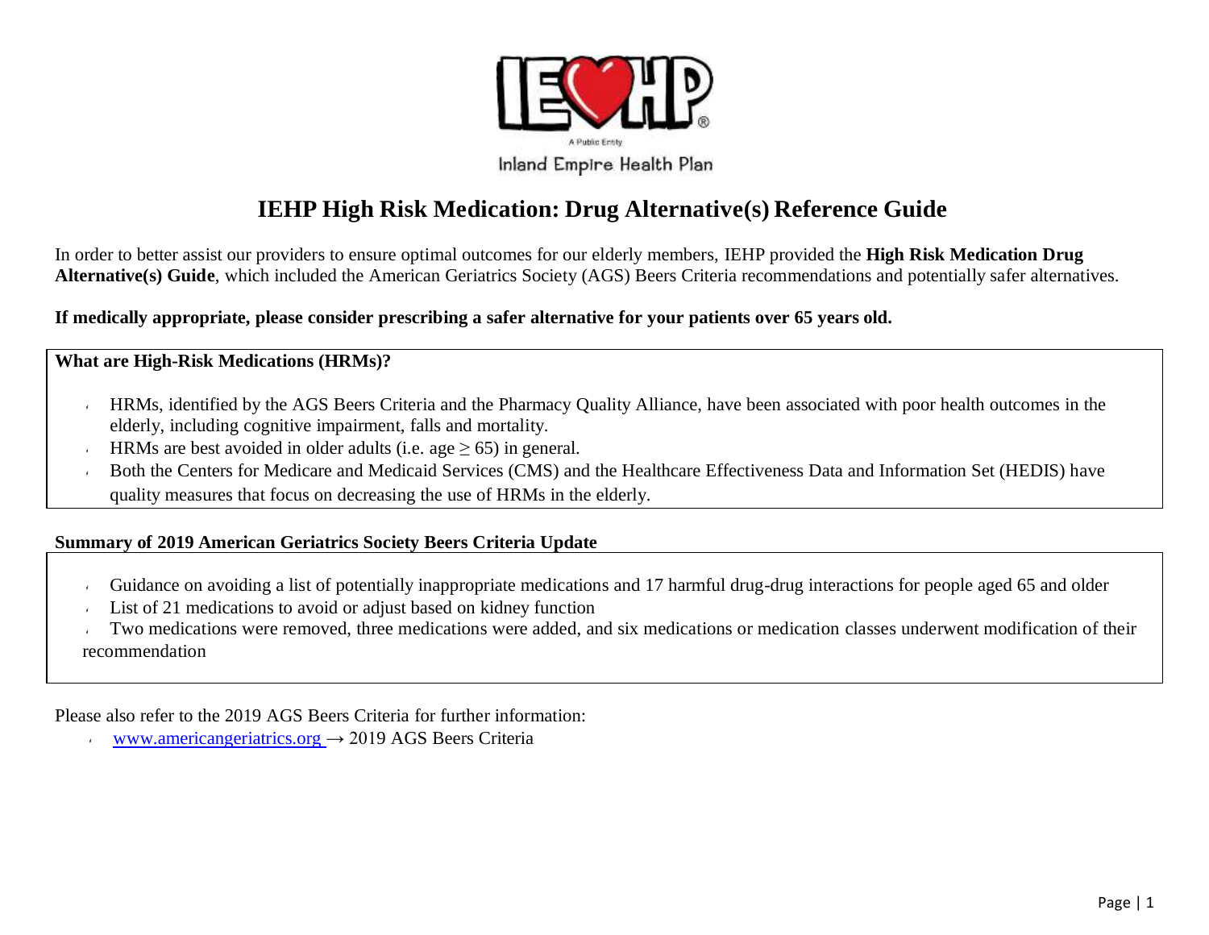IEHP

A Public Entity

Inland Empire Health Plan

# IEHP High Risk Medication: Drug Alternative(s) Reference Guide

In order to better assist our providers to ensure optimal outcomes for our elderly members, IEHP provided the **High Risk Medication Drug Alternative(s) Guide**, which included the American Geriatrics Society (AGS) Beers Criteria recommendations and potentially safer alternatives.

**If medically appropriate, please consider prescribing a safer alternative for your patients over 65 years old.**

**What are High-Risk Medications (HRMs)?**

- HRMs, identified by the AGS Beers Criteria and the Pharmacy Quality Alliance, have been associated with poor health outcomes in the elderly, including cognitive impairment, falls and mortality.
- HRMs are best avoided in older adults (i.e. age $\geq$ 65) in general.
- Both the Centers for Medicare and Medicaid Services (CMS) and the Healthcare Effectiveness Data and Information Set (HEDIS) have quality measures that focus on decreasing the use of HRMs in the elderly.

**Summary of 2019 American Geriatrics Society Beers Criteria Update**

- Guidance on avoiding a list of potentially inappropriate medications and 17 harmful drug-drug interactions for people aged 65 and older
- List of 21 medications to avoid or adjust based on kidney function
- Two medications were removed, three medications were added, and six medications or medication classes underwent modification of their recommendation

Please also refer to the 2019 AGS Beers Criteria for further information:

- www.americangeriatrics.org → 2019 AGS Beers Criteria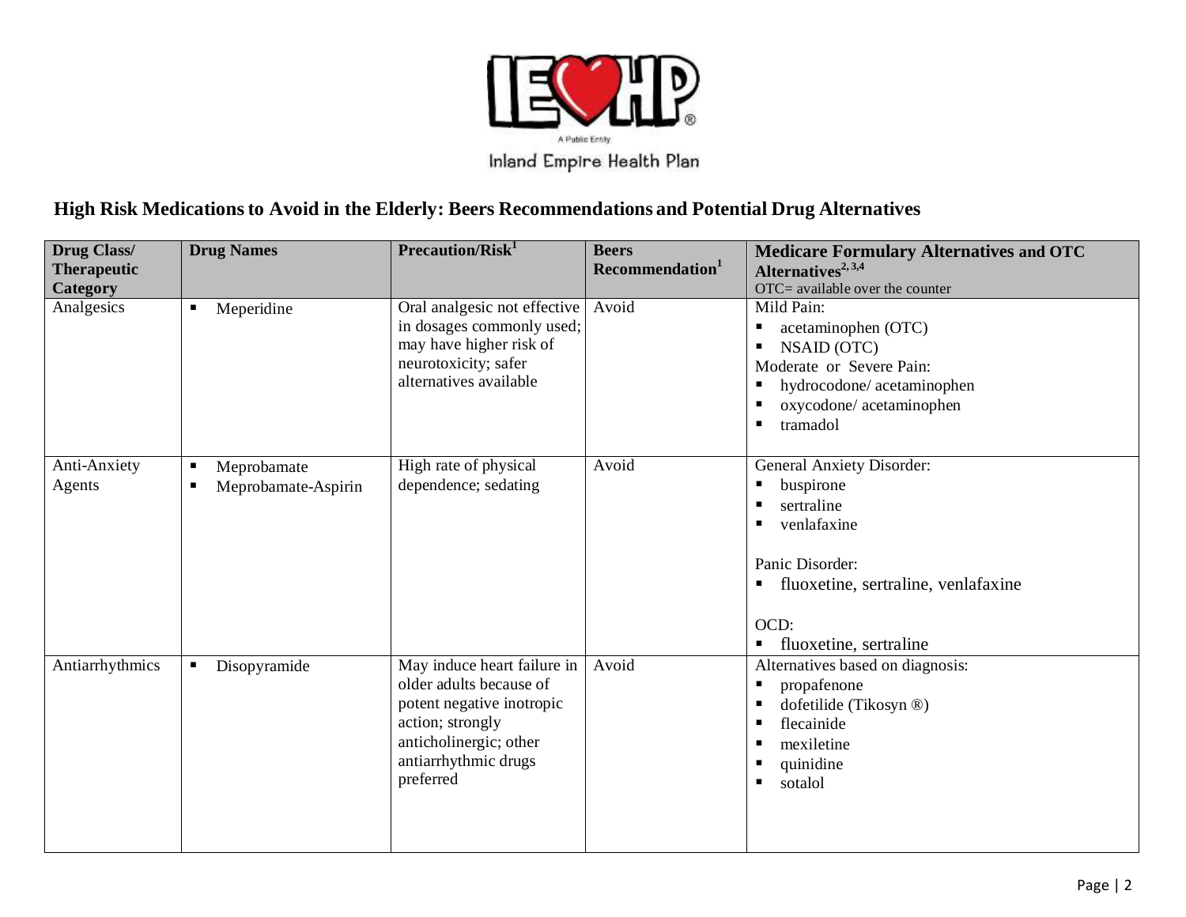Inland Empire Health Plan

## High Risk Medications to Avoid in the Elderly: Beers Recommendations and Potential Drug Alternatives

| Drug Class/ Therapeutic Category | Drug Names | Precaution/Risk[1] | Beers Recommendation[1] | Medicare Formulary Alternatives and OTC Alternatives[2, 3,4] OTC= available over the counter |
|---|---|---|---|---|
| Analgesics | ▪ Meperidine | Oral analgesic not effective in dosages commonly used; may have higher risk of neurotoxicity; safer alternatives available | Avoid | Mild Pain: ▪ acetaminophen (OTC) ▪ NSAID (OTC) Moderate or Severe Pain: ▪ hydrocodone/ acetaminophen ▪ oxycodone/ acetaminophen ▪ tramadol |
| Anti-Anxiety Agents | ▪ Meprobamate ▪ Meprobamate-Aspirin | High rate of physical dependence; sedating | Avoid | General Anxiety Disorder: ▪ buspirone ▪ sertraline ▪ venlafaxine Panic Disorder: ▪ fluoxetine, sertraline, venlafaxine OCD: ▪ fluoxetine, sertraline |
| Antiarrhythmics | ▪ Disopyramide | May induce heart failure in older adults because of potent negative inotropic action; strongly anticholinergic; other antiarrhythmic drugs preferred | Avoid | Alternatives based on diagnosis: ▪ propafenone ▪ dofetilide (Tikosyn ®) ▪ flecainide ▪ mexiletine ▪ quinidine ▪ sotalol |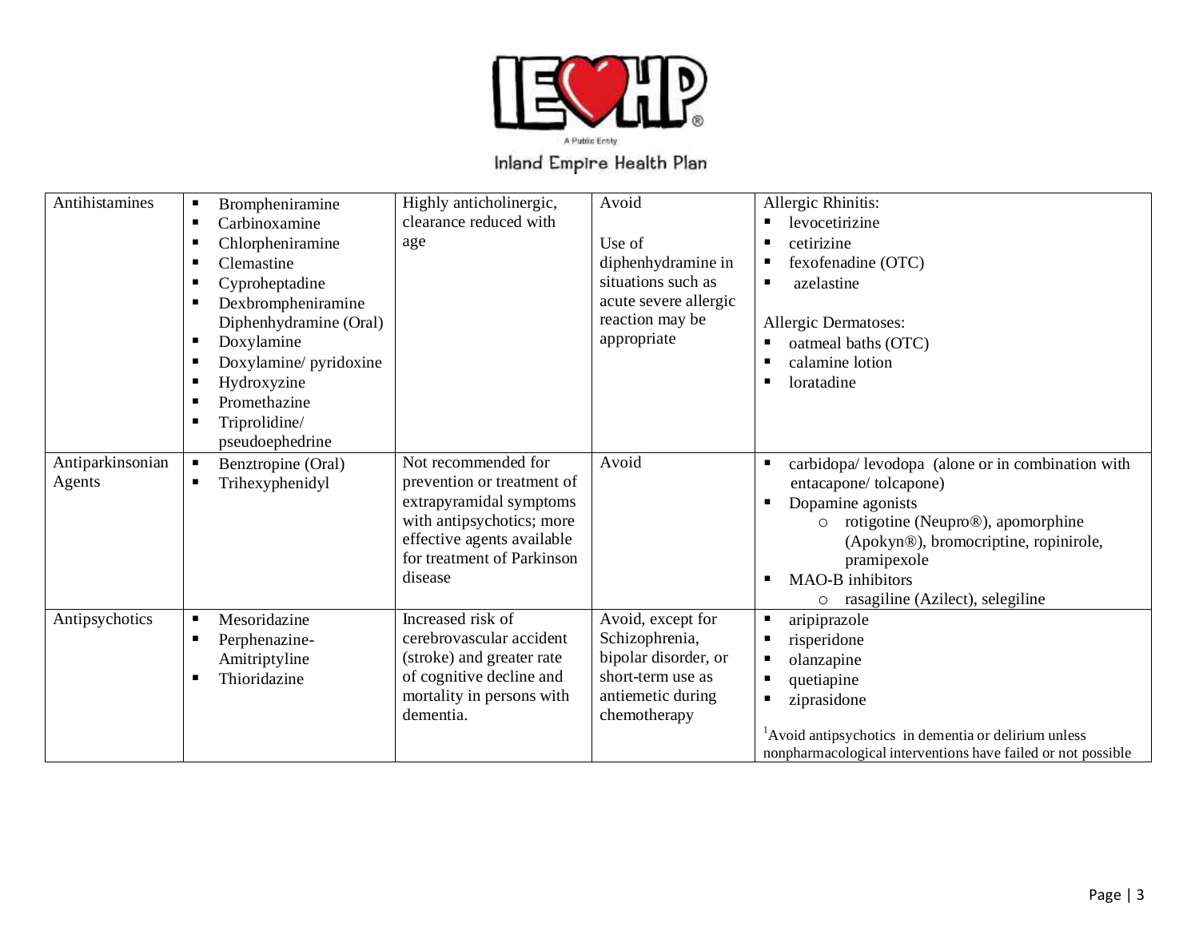| | | | | |
|---|---|---|---|---|
| Antihistamines | ▪ Brompheniramine<br>▪ Carbinoxamine<br>▪ Chlorpheniramine<br>▪ Clemastine<br>▪ Cyproheptadine<br>▪ Dexbrompheniramine Diphenhydramine (Oral)<br>▪ Doxylamine<br>▪ Doxylamine/ pyridoxine<br>▪ Hydroxyzine<br>▪ Promethazine<br>▪ Triprolidine/ pseudoephedrine | Highly anticholinergic, clearance reduced with age | Avoid<br><br>Use of diphenhydramine in situations such as acute severe allergic reaction may be appropriate | Allergic Rhinitis:<br>▪ levocetirizine<br>▪ cetirizine<br>▪ fexofenadine (OTC)<br>▪ azelastine<br><br>Allergic Dermatoses:<br>▪ oatmeal baths (OTC)<br>▪ calamine lotion<br>▪ loratadine |
| Antiparkinsonian Agents | ▪ Benztropine (Oral)<br>▪ Trihexyphenidyl | Not recommended for prevention or treatment of extrapyramidal symptoms with antipsychotics; more effective agents available for treatment of Parkinson disease | Avoid | ▪ carbidopa/ levodopa (alone or in combination with entacapone/ tolcapone)<br>▪ Dopamine agonists<br>  ○ rotigotine (Neupro®), apomorphine (Apokyn®), bromocriptine, ropinirole, pramipexole<br>▪ MAO-B inhibitors<br>  ○ rasagiline (Azilect), selegiline |
| Antipsychotics | ▪ Mesoridazine<br>▪ Perphenazine-Amitriptyline<br>▪ Thioridazine | Increased risk of cerebrovascular accident (stroke) and greater rate of cognitive decline and mortality in persons with dementia. | Avoid, except for Schizophrenia, bipolar disorder, or short-term use as antiemetic during chemotherapy | ▪ aripiprazole<br>▪ risperidone<br>▪ olanzapine<br>▪ quetiapine<br>▪ ziprasidone<br><br>[1]Avoid antipsychotics in dementia or delirium unless nonpharmacological interventions have failed or not possible |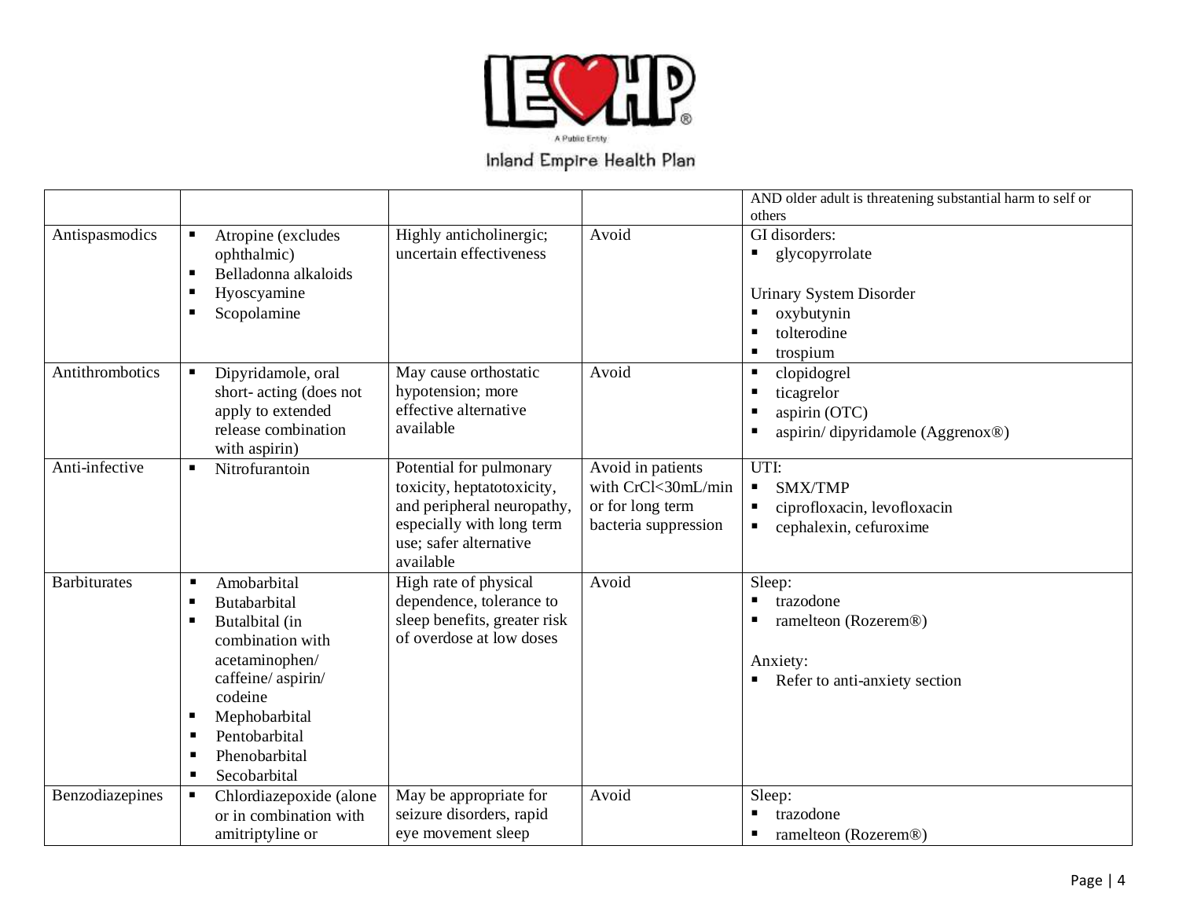| | | | | |
|---|---|---|---|---|
| | | | | AND older adult is threatening substantial harm to self or others |
| Antispasmodics | ▪ Atropine (excludes ophthalmic)<br>▪ Belladonna alkaloids<br>▪ Hyoscyamine<br>▪ Scopolamine | Highly anticholinergic; uncertain effectiveness | Avoid | GI disorders:<br>▪ glycopyrrolate<br><br>Urinary System Disorder<br>▪ oxybutynin<br>▪ tolterodine<br>▪ trospium |
| Antithrombotics | ▪ Dipyridamole, oral short- acting (does not apply to extended release combination with aspirin) | May cause orthostatic hypotension; more effective alternative available | Avoid | ▪ clopidogrel<br>▪ ticagrelor<br>▪ aspirin (OTC)<br>▪ aspirin/ dipyridamole (Aggrenox®) |
| Anti-infective | ▪ Nitrofurantoin | Potential for pulmonary toxicity, heptatotoxicity, and peripheral neuropathy, especially with long term use; safer alternative available | Avoid in patients with CrCl<30mL/min or for long term bacteria suppression | UTI:<br>▪ SMX/TMP<br>▪ ciprofloxacin, levofloxacin<br>▪ cephalexin, cefuroxime |
| Barbiturates | ▪ Amobarbital<br>▪ Butabarbital<br>▪ Butalbital (in combination with acetaminophen/ caffeine/ aspirin/ codeine<br>▪ Mephobarbital<br>▪ Pentobarbital<br>▪ Phenobarbital<br>▪ Secobarbital | High rate of physical dependence, tolerance to sleep benefits, greater risk of overdose at low doses | Avoid | Sleep:<br>▪ trazodone<br>▪ ramelteon (Rozerem®)<br><br>Anxiety:<br>▪ Refer to anti-anxiety section |
| Benzodiazepines | ▪ Chlordiazepoxide (alone or in combination with amitriptyline or | May be appropriate for seizure disorders, rapid eye movement sleep | Avoid | Sleep:<br>▪ trazodone<br>▪ ramelteon (Rozerem®) |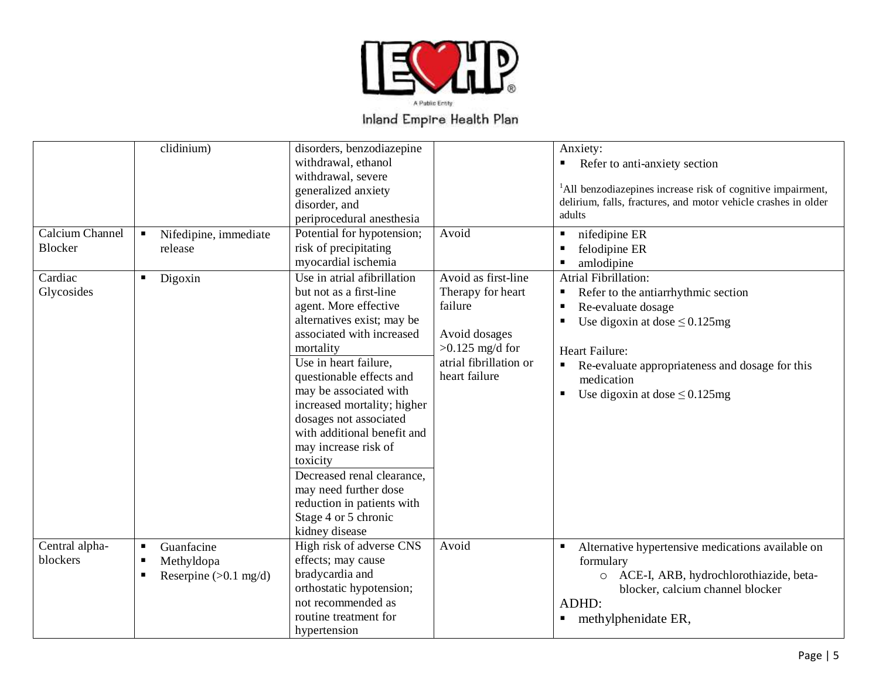| | | | | |
|---|---|---|---|---|
| | clidinium) | disorders, benzodiazepine withdrawal, ethanol withdrawal, severe generalized anxiety disorder, and periprocedural anesthesia | | Anxiety:<br>▪ Refer to anti-anxiety section<br><br>[1]All benzodiazepines increase risk of cognitive impairment, delirium, falls, fractures, and motor vehicle crashes in older adults |
| Calcium Channel Blocker | ▪ Nifedipine, immediate release | Potential for hypotension; risk of precipitating myocardial ischemia | Avoid | ▪ nifedipine ER<br>▪ felodipine ER<br>▪ amlodipine |
| Cardiac Glycosides | ▪ Digoxin | Use in atrial afibrillation but not as a first-line agent. More effective alternatives exist; may be associated with increased mortality<br><br>Use in heart failure, questionable effects and may be associated with increased mortality; higher dosages not associated with additional benefit and may increase risk of toxicity<br><br>Decreased renal clearance, may need further dose reduction in patients with Stage 4 or 5 chronic kidney disease | Avoid as first-line Therapy for heart failure<br><br>Avoid dosages >0.125 mg/d for atrial fibrillation or heart failure | Atrial Fibrillation:<br>▪ Refer to the antiarrhythmic section<br>▪ Re-evaluate dosage<br>▪ Use digoxin at dose ≤ 0.125mg<br><br>Heart Failure:<br>▪ Re-evaluate appropriateness and dosage for this medication<br>▪ Use digoxin at dose ≤ 0.125mg |
| Central alpha-blockers | ▪ Guanfacine<br>▪ Methyldopa<br>▪ Reserpine (>0.1 mg/d) | High risk of adverse CNS effects; may cause bradycardia and orthostatic hypotension; not recommended as routine treatment for hypertension | Avoid | ▪ Alternative hypertensive medications available on formulary<br>  ○ ACE-I, ARB, hydrochlorothiazide, beta-blocker, calcium channel blocker<br>ADHD:<br>▪ methylphenidate ER, |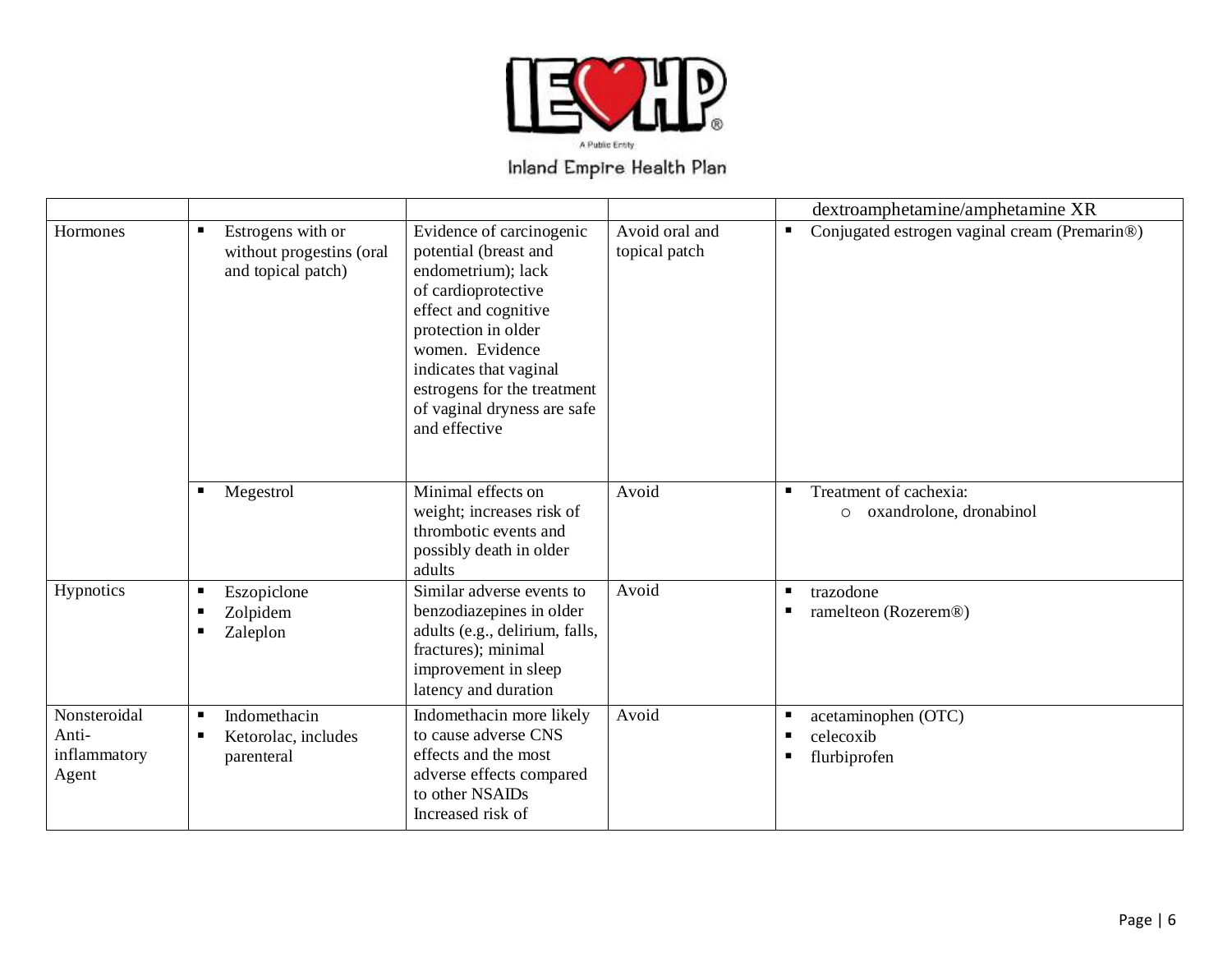| | | | | |
|---|---|---|---|---|
| | | | | dextroamphetamine/amphetamine XR |
| Hormones | ▪ Estrogens with or without progestins (oral and topical patch) | Evidence of carcinogenic potential (breast and endometrium); lack of cardioprotective effect and cognitive protection in older women. Evidence indicates that vaginal estrogens for the treatment of vaginal dryness are safe and effective | Avoid oral and topical patch | ▪ Conjugated estrogen vaginal cream (Premarin®) |
| | ▪ Megestrol | Minimal effects on weight; increases risk of thrombotic events and possibly death in older adults | Avoid | ▪ Treatment of cachexia:<br>○ oxandrolone, dronabinol |
| Hypnotics | ▪ Eszopiclone<br>▪ Zolpidem<br>▪ Zaleplon | Similar adverse events to benzodiazepines in older adults (e.g., delirium, falls, fractures); minimal improvement in sleep latency and duration | Avoid | ▪ trazodone<br>▪ ramelteon (Rozerem®) |
| Nonsteroidal Anti-inflammatory Agent | ▪ Indomethacin<br>▪ Ketorolac, includes parenteral | Indomethacin more likely to cause adverse CNS effects and the most adverse effects compared to other NSAIDs Increased risk of | Avoid | ▪ acetaminophen (OTC)<br>▪ celecoxib<br>▪ flurbiprofen |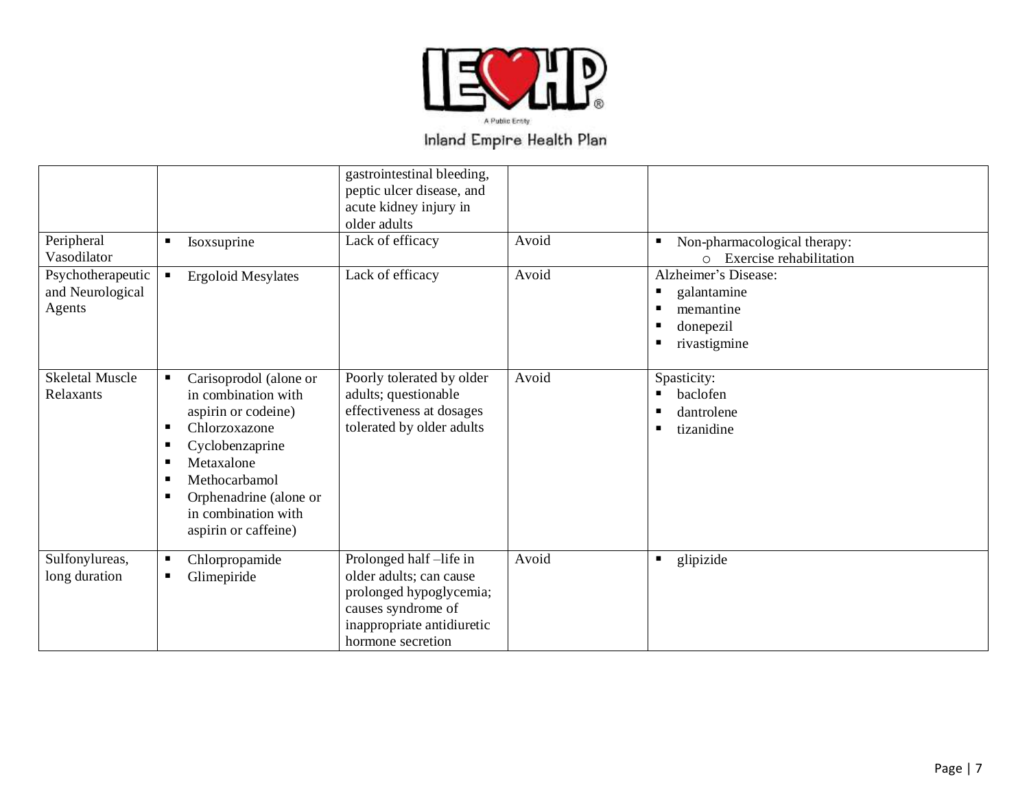| | | | | |
|---|---|---|---|---|
| | | gastrointestinal bleeding, peptic ulcer disease, and acute kidney injury in older adults | | |
| Peripheral Vasodilator | ▪ Isoxsuprine | Lack of efficacy | Avoid | ▪ Non-pharmacological therapy:<br>○ Exercise rehabilitation |
| Psychotherapeutic and Neurological Agents | ▪ Ergoloid Mesylates | Lack of efficacy | Avoid | Alzheimer's Disease:<br>▪ galantamine<br>▪ memantine<br>▪ donepezil<br>▪ rivastigmine |
| Skeletal Muscle Relaxants | ▪ Carisoprodol (alone or in combination with aspirin or codeine)<br>▪ Chlorzoxazone<br>▪ Cyclobenzaprine<br>▪ Metaxalone<br>▪ Methocarbamol<br>▪ Orphenadrine (alone or in combination with aspirin or caffeine) | Poorly tolerated by older adults; questionable effectiveness at dosages tolerated by older adults | Avoid | Spasticity:<br>▪ baclofen<br>▪ dantrolene<br>▪ tizanidine |
| Sulfonylureas, long duration | ▪ Chlorpropamide<br>▪ Glimepiride | Prolonged half –life in older adults; can cause prolonged hypoglycemia; causes syndrome of inappropriate antidiuretic hormone secretion | Avoid | ▪ glipizide |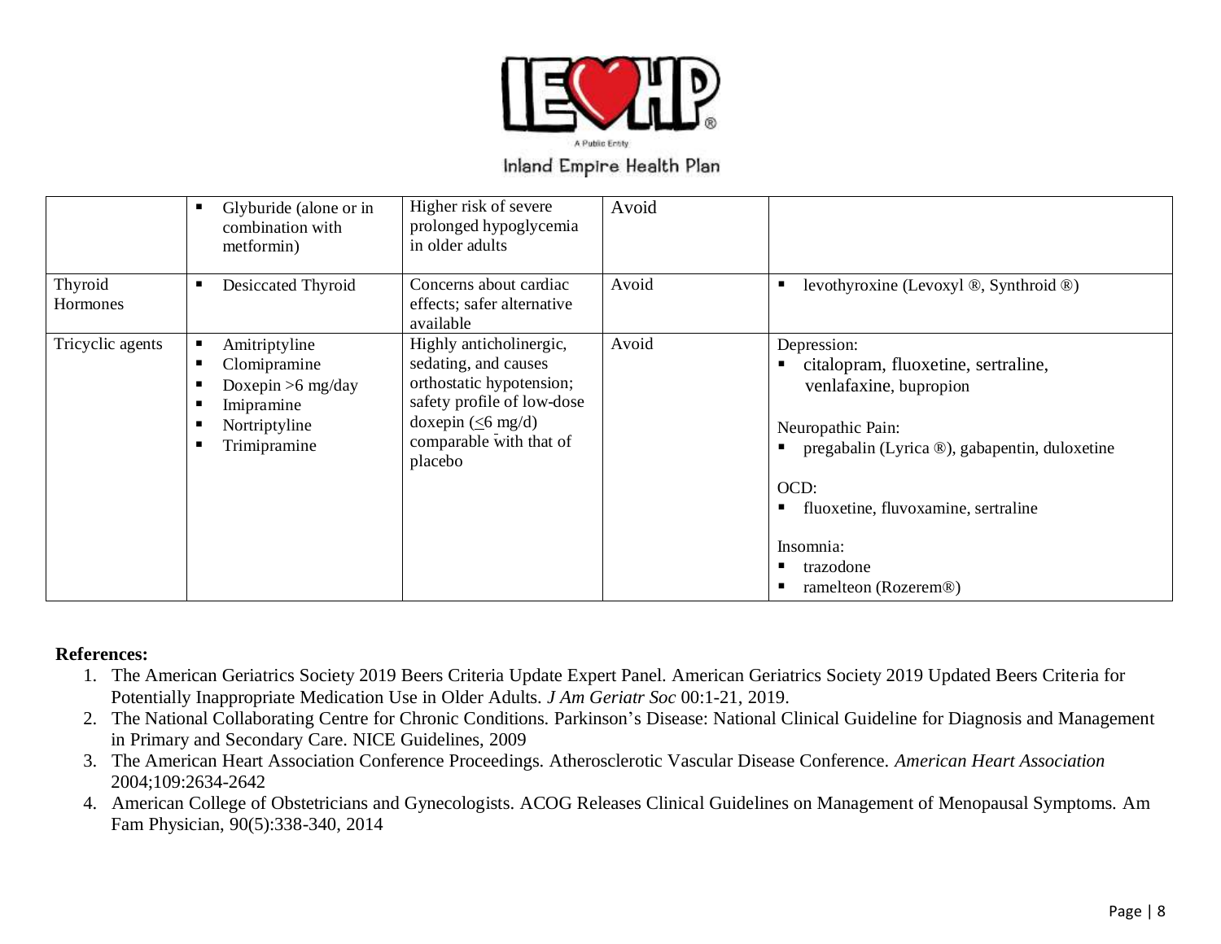| | | | | |
|---|---|---|---|---|
| | ▪ Glyburide (alone or in combination with metformin) | Higher risk of severe prolonged hypoglycemia in older adults | Avoid | |
| Thyroid Hormones | ▪ Desiccated Thyroid | Concerns about cardiac effects; safer alternative available | Avoid | ▪ levothyroxine (Levoxyl ®, Synthroid ®) |
| Tricyclic agents | ▪ Amitriptyline<br>▪ Clomipramine<br>▪ Doxepin >6 mg/day<br>▪ Imipramine<br>▪ Nortriptyline<br>▪ Trimipramine | Highly anticholinergic, sedating, and causes orthostatic hypotension; safety profile of low-dose doxepin (≤6 mg/d) comparable with that of placebo | Avoid | Depression:<br>▪ citalopram, fluoxetine, sertraline, venlafaxine, bupropion<br><br>Neuropathic Pain:<br>▪ pregabalin (Lyrica ®), gabapentin, duloxetine<br><br>OCD:<br>▪ fluoxetine, fluvoxamine, sertraline<br><br>Insomnia:<br>▪ trazodone<br>▪ ramelteon (Rozerem®) |

**References:**

1. The American Geriatrics Society 2019 Beers Criteria Update Expert Panel. American Geriatrics Society 2019 Updated Beers Criteria for Potentially Inappropriate Medication Use in Older Adults. *J Am Geriatr Soc* 00:1-21, 2019.
2. The National Collaborating Centre for Chronic Conditions. Parkinson's Disease: National Clinical Guideline for Diagnosis and Management in Primary and Secondary Care. NICE Guidelines, 2009
3. The American Heart Association Conference Proceedings. Atherosclerotic Vascular Disease Conference. *American Heart Association* 2004;109:2634-2642
4. American College of Obstetricians and Gynecologists. ACOG Releases Clinical Guidelines on Management of Menopausal Symptoms. Am Fam Physician, 90(5):338-340, 2014